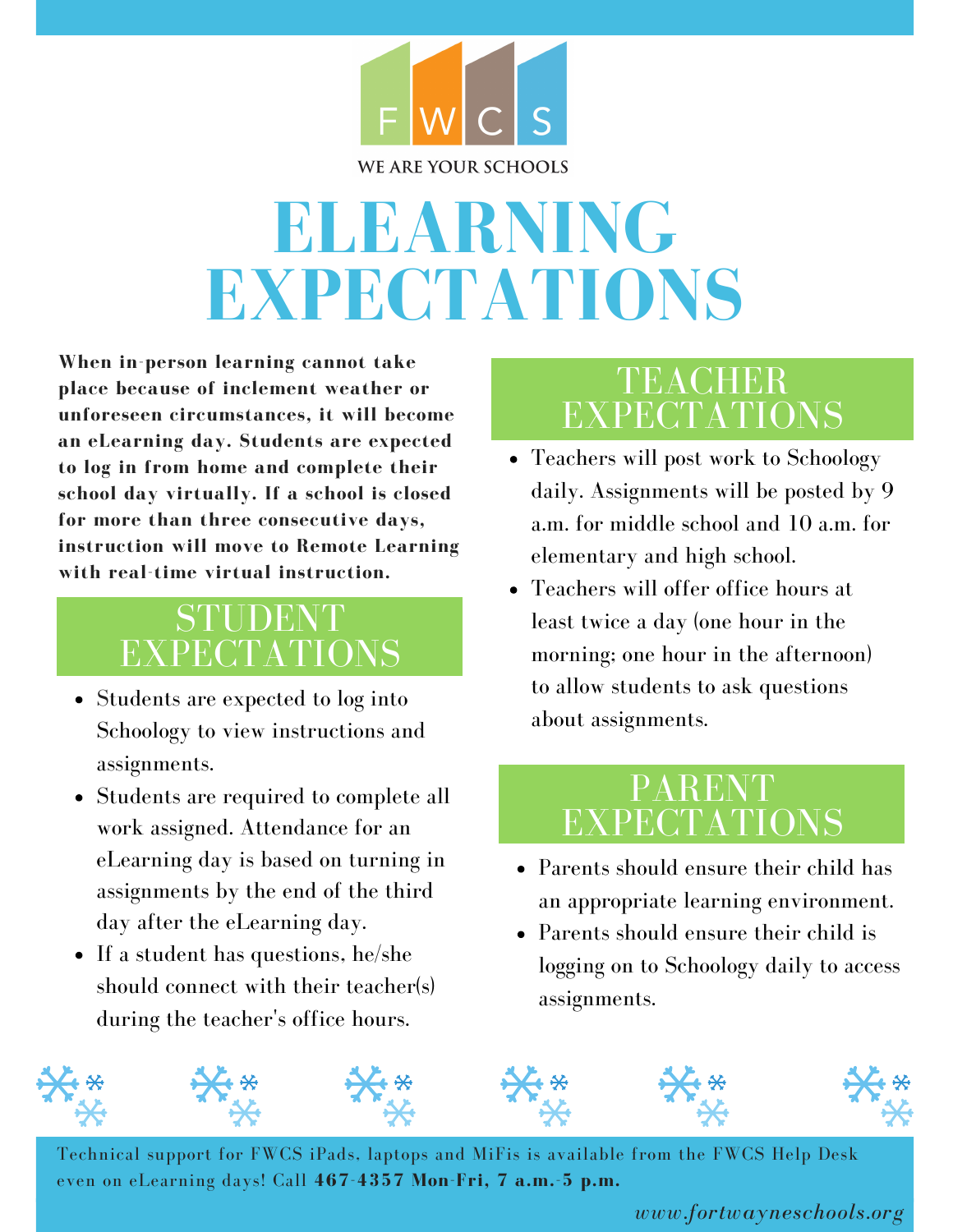FWCS

WE ARE YOUR SCHOOLS

# ELEARNING EXPECTATIONS

**When in-person learning cannot take place because of inclement weather or unforeseen circumstances, it will become an eLearning day. Students are expected to log in from home and complete their school day virtually. If a school is closed for more than three consecutive days, instruction will move to Remote Learning with real-time virtual instruction.**

## STUDENT EXPECTATIONS

- Students are expected to log into Schoology to view instructions and assignments.
- Students are required to complete all work assigned. Attendance for an eLearning day is based on turning in assignments by the end of the third day after the eLearning day.
- If a student has questions, he/she should connect with their teacher(s) during the teacher's office hours.

## TEACHER EXPECTATIONS

- Teachers will post work to Schoology daily. Assignments will be posted by 9 a.m. for middle school and 10 a.m. for elementary and high school.
- Teachers will offer office hours at least twice a day (one hour in the morning; one hour in the afternoon) to allow students to ask questions about assignments.

## PARENT EXPECTATIONS

- Parents should ensure their child has an appropriate learning environment.
- Parents should ensure their child is logging on to Schoology daily to access assignments.

Technical support for FWCS iPads, laptops and MiFis is available from the FWCS Help Desk even on eLearning days! Call **467-4357 Mon-Fri, 7 a.m.-5 p.m.**

*www.fortwayneschools.org*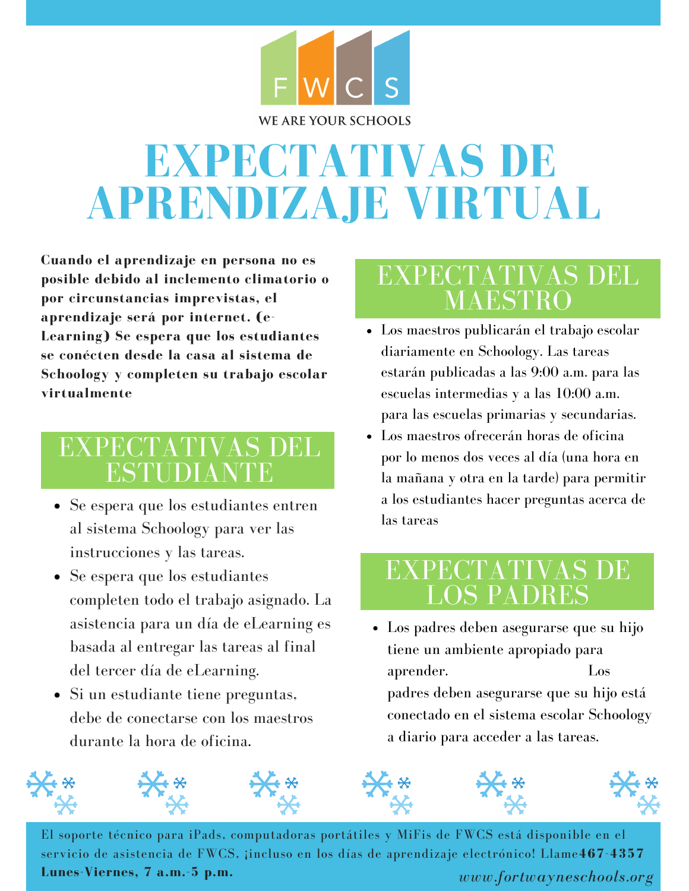FWCS

WE ARE YOUR SCHOOLS

# EXPECTATIVAS DE APRENDIZAJE VIRTUAL

**Cuando el aprendizaje en persona no es posible debido al inclemento climatorio o por circunstancias imprevistas, el aprendizaje será por internet. (e-Learning) Se espera que los estudiantes se conécten desde la casa al sistema de Schoology y completen su trabajo escolar virtualmente**

## EXPECTATIVAS DEL ESTUDIANTE

- Se espera que los estudiantes entren al sistema Schoology para ver las instrucciones y las tareas.
- Se espera que los estudiantes completen todo el trabajo asignado. La asistencia para un día de eLearning es basada al entregar las tareas al final del tercer día de eLearning.
- Si un estudiante tiene preguntas, debe de conectarse con los maestros durante la hora de oficina.

## EXPECTATIVAS DEL MAESTRO

- Los maestros publicarán el trabajo escolar diariamente en Schoology. Las tareas estarán publicadas a las 9:00 a.m. para las escuelas intermedias y a las 10:00 a.m. para las escuelas primarias y secundarias.
- Los maestros ofrecerán horas de oficina por lo menos dos veces al día (una hora en la mañana y otra en la tarde) para permitir a los estudiantes hacer preguntas acerca de las tareas

## EXPECTATIVAS DE LOS PADRES

- Los padres deben asegurarse que su hijo tiene un ambiente apropiado para aprender. Los padres deben asegurarse que su hijo está conectado en el sistema escolar Schoology a diario para acceder a las tareas.

El soporte técnico para iPads, computadoras portátiles y MiFis de FWCS está disponible en el servicio de asistencia de FWCS, ¡incluso en los días de aprendizaje electrónico! Llame **467-4357**
**Lunes-Viernes, 7 a.m.-5 p.m.**

*www.fortwayneschools.org*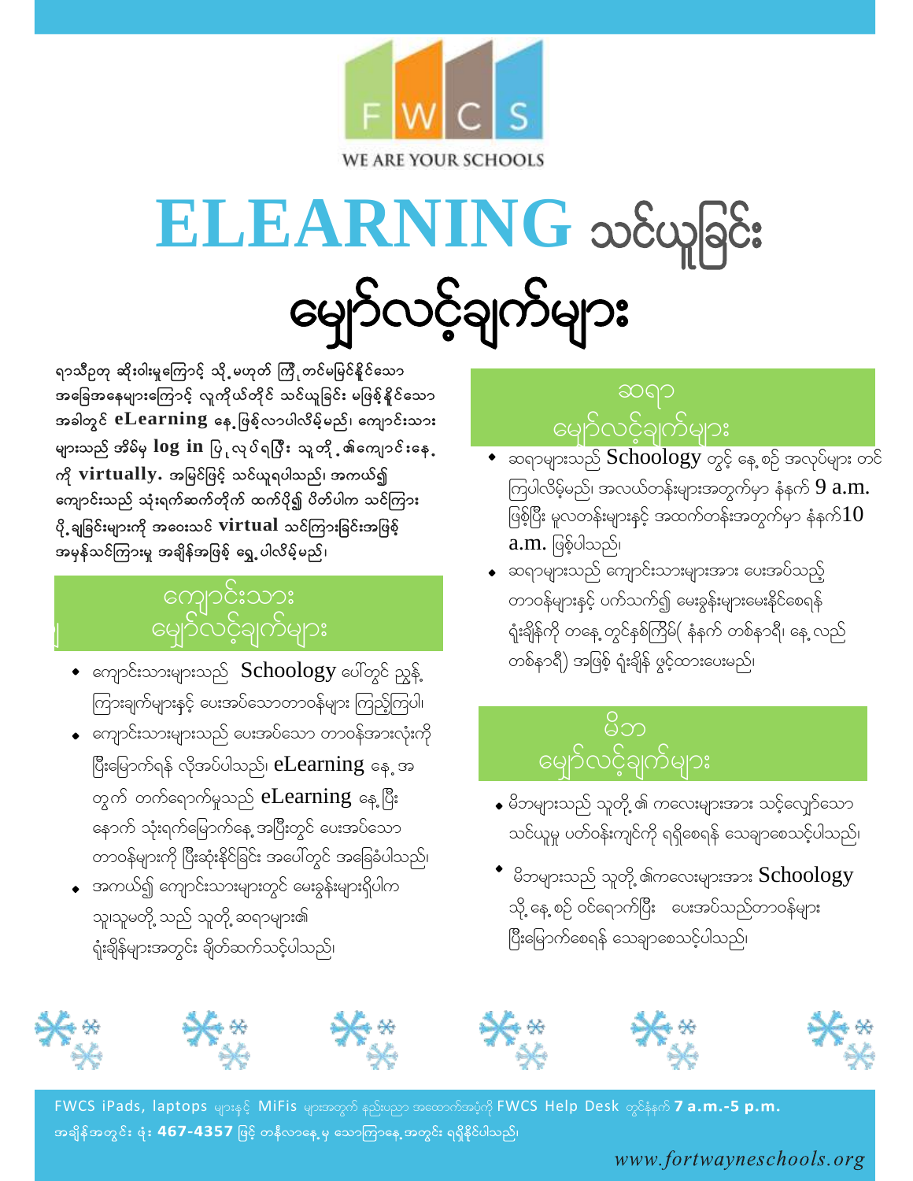FWCS

WE ARE YOUR SCHOOLS

# ELEARNING သင်ယူခြင်း မျှော်လင့်ချက်များ

ရာသီဥတု ဆိုးဝါးမှုကြောင့် သို့မဟုတ် ကြိုတင်မမြင်နိုင်သော အခြေအနေများကြောင့် လူကိုယ်တိုင် သင်ယူခြင်း မဖြစ်နိုင်သော အခါတွင် **eLearning** နေ့ဖြစ်လာပါလိမ့်မည်၊ ကျောင်းသားများသည် အိမ်မှ **log in** ပြုလုပ်ရပြီး သူတို့၏ကျောင်းနေ့ကို **virtually.** အမြင်ဖြင့် သင်ယူရပါသည်၊ အကယ်၍ ကျောင်းသည် သုံးရက်ဆက်တိုက် ထက်ပို၍ ပိတ်ပါက သင်ကြားပို့ချခြင်းများကို အဝေးသင် **virtual** သင်ကြားခြင်းအဖြစ် အမှန်သင်ကြားမှု အချိန်အဖြစ် ရွှေ့ပါလိမ့်မည်၊

## ကျောင်းသား မျှော်လင့်ချက်များ

- ကျောင်းသားများသည် Schoology ပေါ်တွင် ညွှန်ကြားချက်များနှင့် ပေးအပ်သောတာဝန်များ ကြည့်ကြပါ၊
- ကျောင်းသားများသည် ပေးအပ်သော တာဝန်အားလုံးကို ပြီးမြောက်ရန် လိုအပ်ပါသည်၊ eLearning နေ့အတွက် တက်ရောက်မှုသည် eLearning နေ့ပြီးနောက် သုံးရက်မြောက်နေ့အပြီးတွင် ပေးအပ်သော တာဝန်များကို ပြီးဆုံးနိုင်ခြင်း အပေါ်တွင် အခြေခံပါသည်၊
- အကယ်၍ ကျောင်းသားများတွင် မေးခွန်းများရှိပါက သူ/သူမတို့သည် သူတို့ဆရာများ၏ ရုံးချိန်များအတွင်း ချိတ်ဆက်သင့်ပါသည်၊

## ဆရာ မျှော်လင့်ချက်များ

- ဆရာများသည် Schoology တွင် နေ့စဉ် အလုပ်များ တင်ကြပါလိမ့်မည်၊ အလယ်တန်းများအတွက်မှာ နံနက် 9 a.m. ဖြစ်ပြီး မူလတန်းများနှင့် အထက်တန်းအတွက်မှာ နံနက်10 a.m. ဖြစ်ပါသည်၊
- ဆရာများသည် ကျောင်းသားများအား ပေးအပ်သည့် တာဝန်များနှင့် ပက်သက်၍ မေးခွန်းများမေးနိုင်စေရန် ရုံးချိန်ကို တနေ့တွင်နှစ်ကြိမ်( နံနက် တစ်နာရီ၊ နေ့လည် တစ်နာရီ) အဖြစ် ရုံးချိန် ဖွင့်ထားပေးမည်၊

## မိဘ မျှော်လင့်ချက်များ

- မိဘများသည် သူတို့၏ ကလေးများအား သင့်လျော်သော သင်ယူမှု ပတ်ဝန်းကျင်ကို ရရှိစေရန် သေချာစေသင့်ပါသည်၊
- မိဘများသည် သူတို့၏ကလေးများအား Schoology သို့နေ့စဉ် ဝင်ရောက်ပြီး ပေးအပ်သည့်တာဝန်များ ပြီးမြောက်စေရန် သေချာစေသင့်ပါသည်၊

FWCS iPads, laptops များနှင့် MiFis များအတွက် နည်းပညာ အထောက်အပံ့ကို FWCS Help Desk တွင်နံနက် **7 a.m.-5 p.m.** အချိန်အတွင်း ဖုံး **467-4357** ဖြင့် တနင်္လာနေ့မှ သောကြာနေ့အတွင်း ရရှိနိုင်ပါသည်၊

*www.fortwayneschools.org*